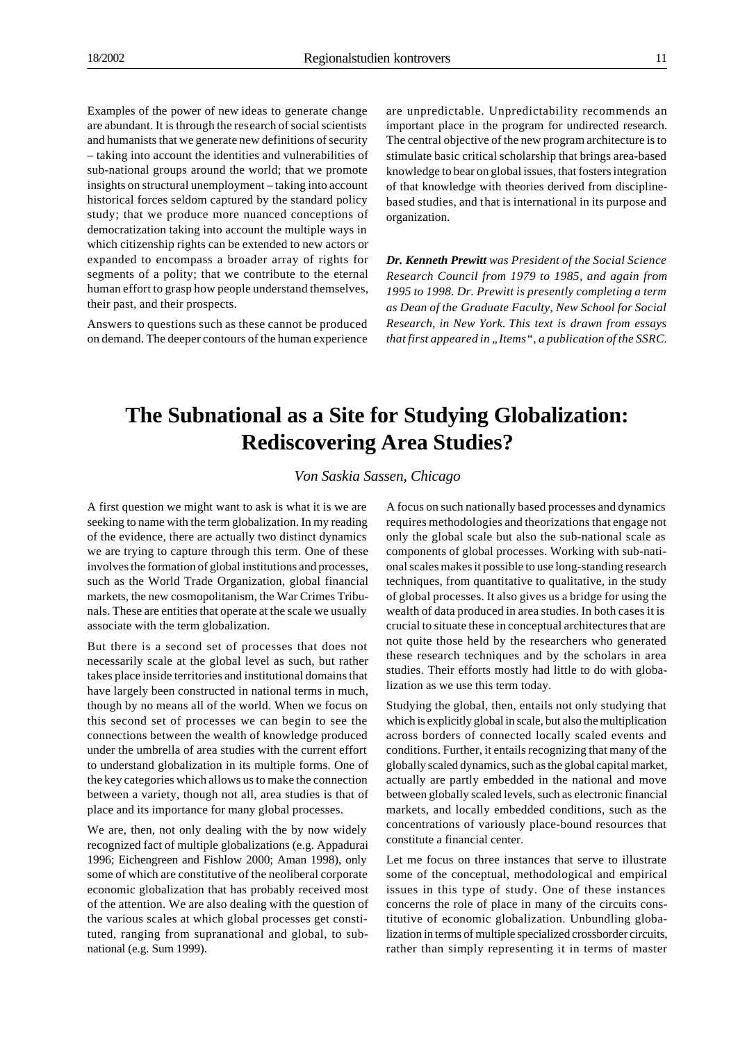Examples of the power of new ideas to generate change are abundant. It is through the research of social scientists and humanists that we generate new definitions of security – taking into account the identities and vulnerabilities of sub-national groups around the world; that we promote insights on structural unemployment – taking into account historical forces seldom captured by the standard policy study; that we produce more nuanced conceptions of democratization taking into account the multiple ways in which citizenship rights can be extended to new actors or expanded to encompass a broader array of rights for segments of a polity; that we contribute to the eternal human effort to grasp how people understand themselves, their past, and their prospects.

Answers to questions such as these cannot be produced on demand. The deeper contours of the human experience are unpredictable. Unpredictability recommends an important place in the program for undirected research. The central objective of the new program architecture is to stimulate basic critical scholarship that brings area-based knowledge to bear on global issues, that fosters integration of that knowledge with theories derived from discipline-based studies, and that is international in its purpose and organization.

***Dr. Kenneth Prewitt** was President of the Social Science Research Council from 1979 to 1985, and again from 1995 to 1998. Dr. Prewitt is presently completing a term as Dean of the Graduate Faculty, New School for Social Research, in New York. This text is drawn from essays that first appeared in „Items", a publication of the SSRC.*

# The Subnational as a Site for Studying Globalization: Rediscovering Area Studies?

*Von Saskia Sassen, Chicago*

A first question we might want to ask is what it is we are seeking to name with the term globalization. In my reading of the evidence, there are actually two distinct dynamics we are trying to capture through this term. One of these involves the formation of global institutions and processes, such as the World Trade Organization, global financial markets, the new cosmopolitanism, the War Crimes Tribunals. These are entities that operate at the scale we usually associate with the term globalization.

But there is a second set of processes that does not necessarily scale at the global level as such, but rather takes place inside territories and institutional domains that have largely been constructed in national terms in much, though by no means all of the world. When we focus on this second set of processes we can begin to see the connections between the wealth of knowledge produced under the umbrella of area studies with the current effort to understand globalization in its multiple forms. One of the key categories which allows us to make the connection between a variety, though not all, area studies is that of place and its importance for many global processes.

We are, then, not only dealing with the by now widely recognized fact of multiple globalizations (e.g. Appadurai 1996; Eichengreen and Fishlow 2000; Aman 1998), only some of which are constitutive of the neoliberal corporate economic globalization that has probably received most of the attention. We are also dealing with the question of the various scales at which global processes get constituted, ranging from supranational and global, to subnational (e.g. Sum 1999).

A focus on such nationally based processes and dynamics requires methodologies and theorizations that engage not only the global scale but also the sub-national scale as components of global processes. Working with sub-national scales makes it possible to use long-standing research techniques, from quantitative to qualitative, in the study of global processes. It also gives us a bridge for using the wealth of data produced in area studies. In both cases it is crucial to situate these in conceptual architectures that are not quite those held by the researchers who generated these research techniques and by the scholars in area studies. Their efforts mostly had little to do with globalization as we use this term today.

Studying the global, then, entails not only studying that which is explicitly global in scale, but also the multiplication across borders of connected locally scaled events and conditions. Further, it entails recognizing that many of the globally scaled dynamics, such as the global capital market, actually are partly embedded in the national and move between globally scaled levels, such as electronic financial markets, and locally embedded conditions, such as the concentrations of variously place-bound resources that constitute a financial center.

Let me focus on three instances that serve to illustrate some of the conceptual, methodological and empirical issues in this type of study. One of these instances concerns the role of place in many of the circuits constitutive of economic globalization. Unbundling globalization in terms of multiple specialized crossborder circuits, rather than simply representing it in terms of master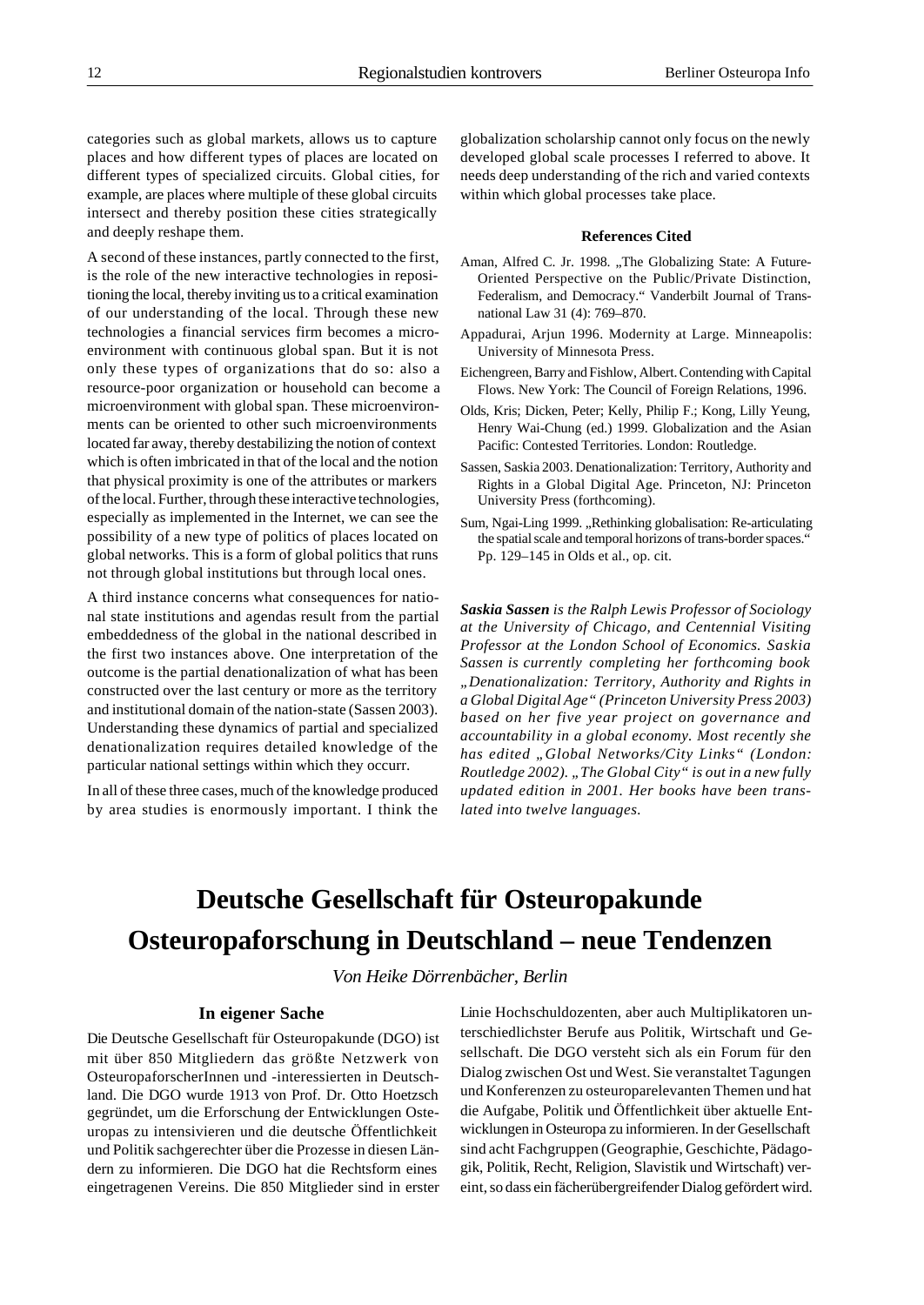categories such as global markets, allows us to capture places and how different types of places are located on different types of specialized circuits. Global cities, for example, are places where multiple of these global circuits intersect and thereby position these cities strategically and deeply reshape them.

A second of these instances, partly connected to the first, is the role of the new interactive technologies in repositioning the local, thereby inviting us to a critical examination of our understanding of the local. Through these new technologies a financial services firm becomes a microenvironment with continuous global span. But it is not only these types of organizations that do so: also a resource-poor organization or household can become a microenvironment with global span. These microenvironments can be oriented to other such microenvironments located far away, thereby destabilizing the notion of context which is often imbricated in that of the local and the notion that physical proximity is one of the attributes or markers of the local. Further, through these interactive technologies, especially as implemented in the Internet, we can see the possibility of a new type of politics of places located on global networks. This is a form of global politics that runs not through global institutions but through local ones.

A third instance concerns what consequences for national state institutions and agendas result from the partial embeddedness of the global in the national described in the first two instances above. One interpretation of the outcome is the partial denationalization of what has been constructed over the last century or more as the territory and institutional domain of the nation-state (Sassen 2003). Understanding these dynamics of partial and specialized denationalization requires detailed knowledge of the particular national settings within which they occurr.

In all of these three cases, much of the knowledge produced by area studies is enormously important. I think the globalization scholarship cannot only focus on the newly developed global scale processes I referred to above. It needs deep understanding of the rich and varied contexts within which global processes take place.

#### References Cited

Aman, Alfred C. Jr. 1998. „The Globalizing State: A Future-Oriented Perspective on the Public/Private Distinction, Federalism, and Democracy." Vanderbilt Journal of Transnational Law 31 (4): 769–870.

Appadurai, Arjun 1996. Modernity at Large. Minneapolis: University of Minnesota Press.

Eichengreen, Barry and Fishlow, Albert. Contending with Capital Flows. New York: The Council of Foreign Relations, 1996.

Olds, Kris; Dicken, Peter; Kelly, Philip F.; Kong, Lilly Yeung, Henry Wai-Chung (ed.) 1999. Globalization and the Asian Pacific: Contested Territories. London: Routledge.

Sassen, Saskia 2003. Denationalization: Territory, Authority and Rights in a Global Digital Age. Princeton, NJ: Princeton University Press (forthcoming).

Sum, Ngai-Ling 1999. „Rethinking globalisation: Re-articulating the spatial scale and temporal horizons of trans-border spaces." Pp. 129–145 in Olds et al., op. cit.

***Saskia Sassen** is the Ralph Lewis Professor of Sociology at the University of Chicago, and Centennial Visiting Professor at the London School of Economics. Saskia Sassen is currently completing her forthcoming book „Denationalization: Territory, Authority and Rights in a Global Digital Age" (Princeton University Press 2003) based on her five year project on governance and accountability in a global economy. Most recently she has edited „Global Networks/City Links" (London: Routledge 2002). „The Global City" is out in a new fully updated edition in 2001. Her books have been translated into twelve languages.*

# Deutsche Gesellschaft für Osteuropakunde
# Osteuropaforschung in Deutschland – neue Tendenzen

*Von Heike Dörrenbächer, Berlin*

### In eigener Sache

Die Deutsche Gesellschaft für Osteuropakunde (DGO) ist mit über 850 Mitgliedern das größte Netzwerk von OsteuropaforscherInnen und -interessierten in Deutschland. Die DGO wurde 1913 von Prof. Dr. Otto Hoetzsch gegründet, um die Erforschung der Entwicklungen Osteuropas zu intensivieren und die deutsche Öffentlichkeit und Politik sachgerechter über die Prozesse in diesen Ländern zu informieren. Die DGO hat die Rechtsform eines eingetragenen Vereins. Die 850 Mitglieder sind in erster Linie Hochschuldozenten, aber auch Multiplikatoren unterschiedlichster Berufe aus Politik, Wirtschaft und Gesellschaft. Die DGO versteht sich als ein Forum für den Dialog zwischen Ost und West. Sie veranstaltet Tagungen und Konferenzen zu osteuroparelevanten Themen und hat die Aufgabe, Politik und Öffentlichkeit über aktuelle Entwicklungen in Osteuropa zu informieren. In der Gesellschaft sind acht Fachgruppen (Geographie, Geschichte, Pädagogik, Politik, Recht, Religion, Slavistik und Wirtschaft) vereint, so dass ein fächerübergreifender Dialog gefördert wird.